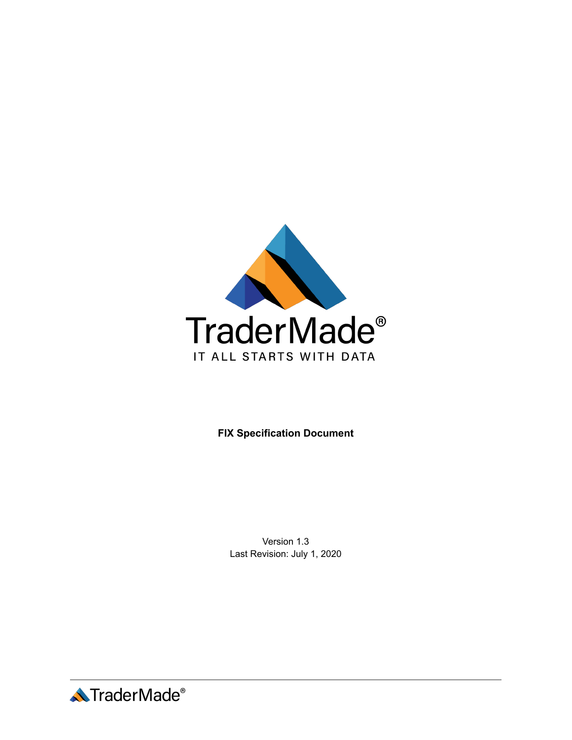TraderMade®

IT ALL STARTS WITH DATA

**FIX Specification Document**

Version 1.3

Last Revision: July 1, 2020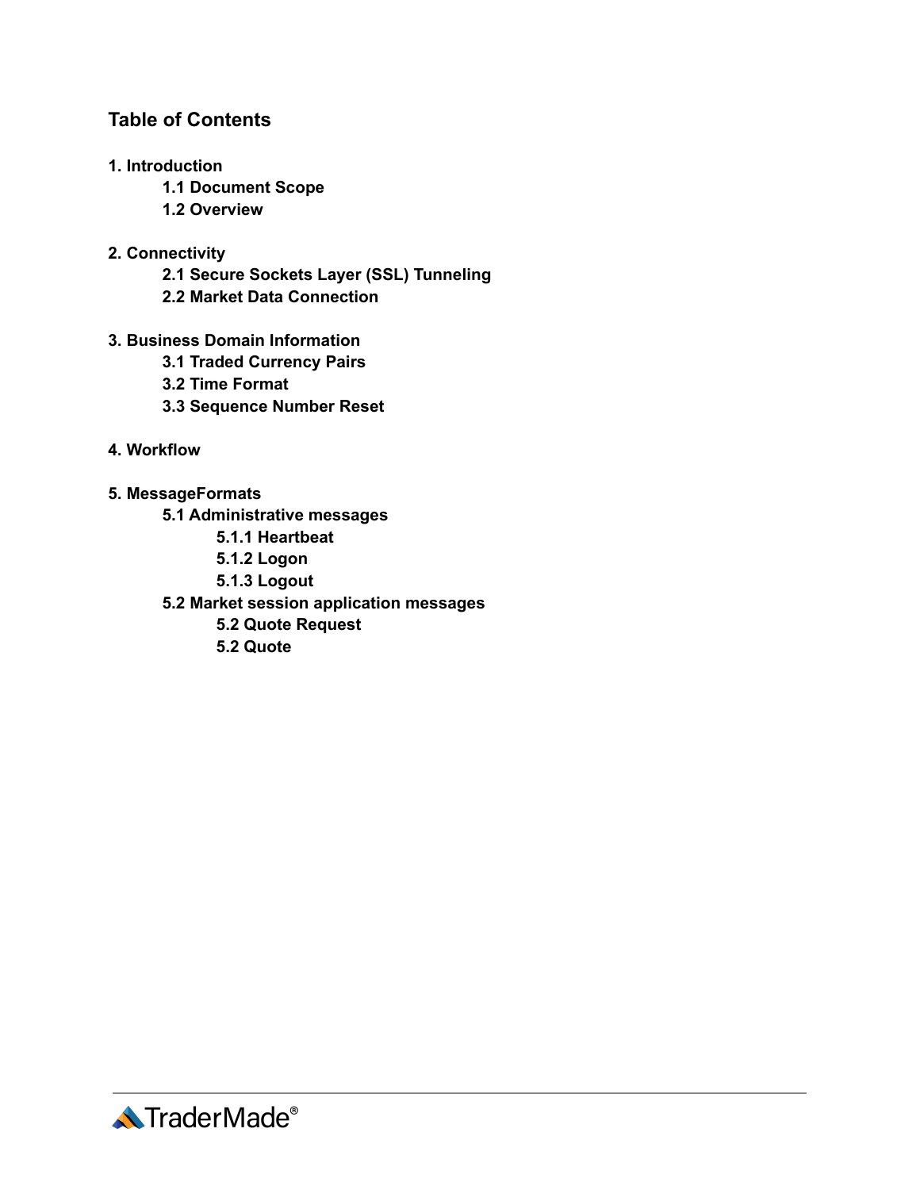## Table of Contents

**1. Introduction**
- **1.1 Document Scope**
- **1.2 Overview**

**2. Connectivity**
- **2.1 Secure Sockets Layer (SSL) Tunneling**
- **2.2 Market Data Connection**

**3. Business Domain Information**
- **3.1 Traded Currency Pairs**
- **3.2 Time Format**
- **3.3 Sequence Number Reset**

**4. Workflow**

**5. MessageFormats**
- **5.1 Administrative messages**
  - **5.1.1 Heartbeat**
  - **5.1.2 Logon**
  - **5.1.3 Logout**
- **5.2 Market session application messages**
  - **5.2 Quote Request**
  - **5.2 Quote**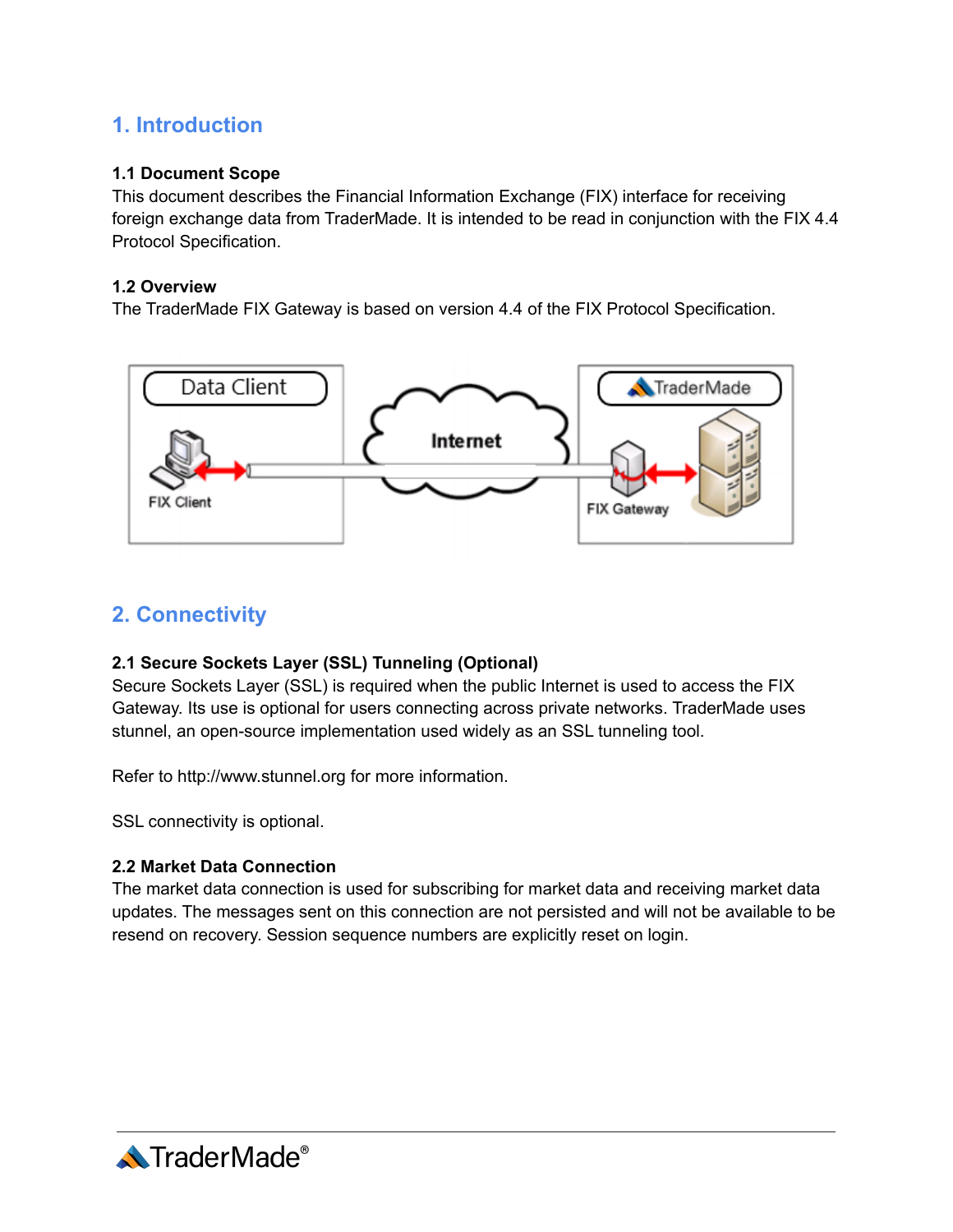# 1. Introduction

### 1.1 Document Scope

This document describes the Financial Information Exchange (FIX) interface for receiving foreign exchange data from TraderMade. It is intended to be read in conjunction with the FIX 4.4 Protocol Specification.

### 1.2 Overview

The TraderMade FIX Gateway is based on version 4.4 of the FIX Protocol Specification.

# 2. Connectivity

### 2.1 Secure Sockets Layer (SSL) Tunneling (Optional)

Secure Sockets Layer (SSL) is required when the public Internet is used to access the FIX Gateway. Its use is optional for users connecting across private networks. TraderMade uses stunnel, an open-source implementation used widely as an SSL tunneling tool.

Refer to http://www.stunnel.org for more information.

SSL connectivity is optional.

### 2.2 Market Data Connection

The market data connection is used for subscribing for market data and receiving market data updates. The messages sent on this connection are not persisted and will not be available to be resend on recovery. Session sequence numbers are explicitly reset on login.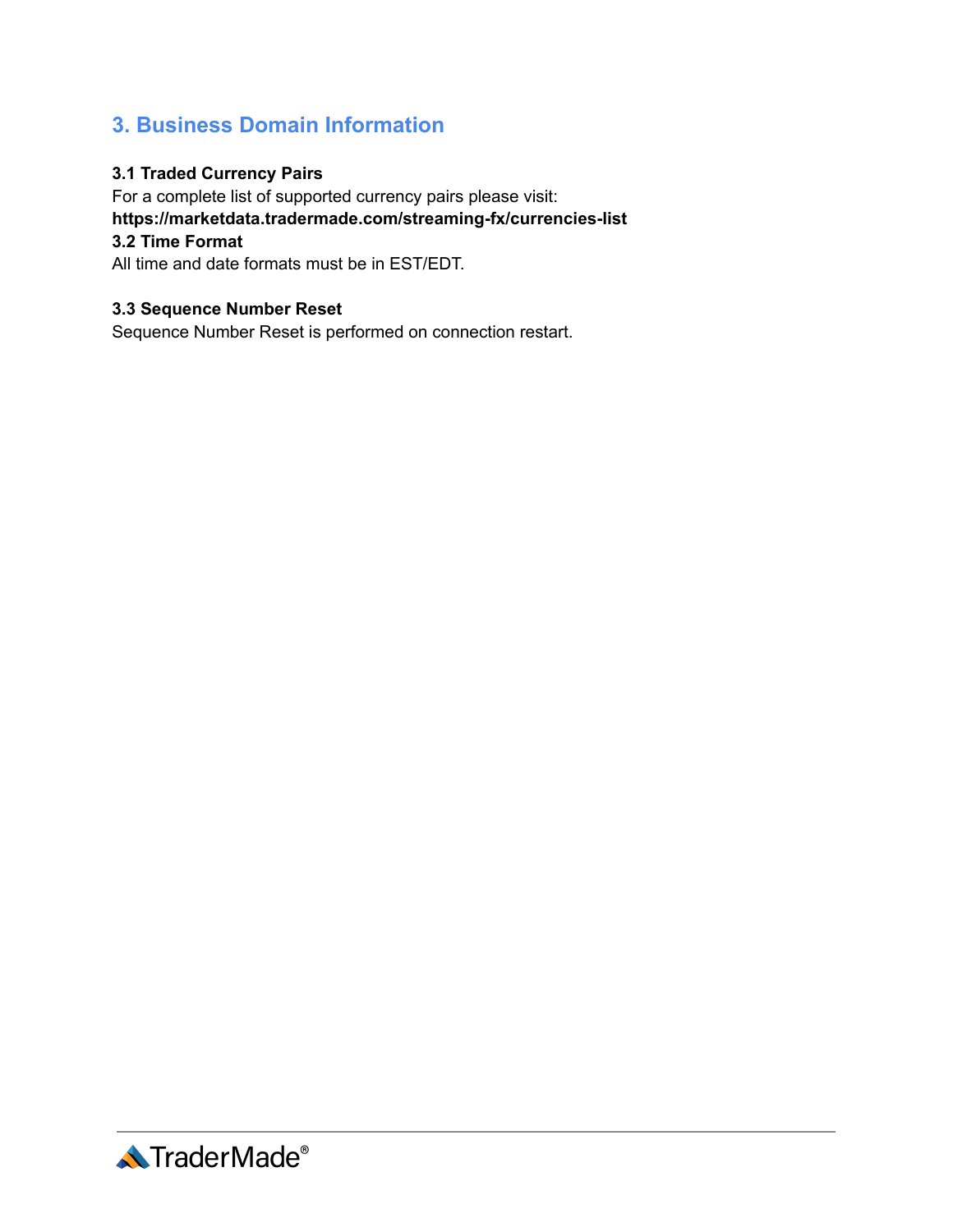## 3. Business Domain Information

### 3.1 Traded Currency Pairs

For a complete list of supported currency pairs please visit:
**https://marketdata.tradermade.com/streaming-fx/currencies-list**

### 3.2 Time Format

All time and date formats must be in EST/EDT.

### 3.3 Sequence Number Reset

Sequence Number Reset is performed on connection restart.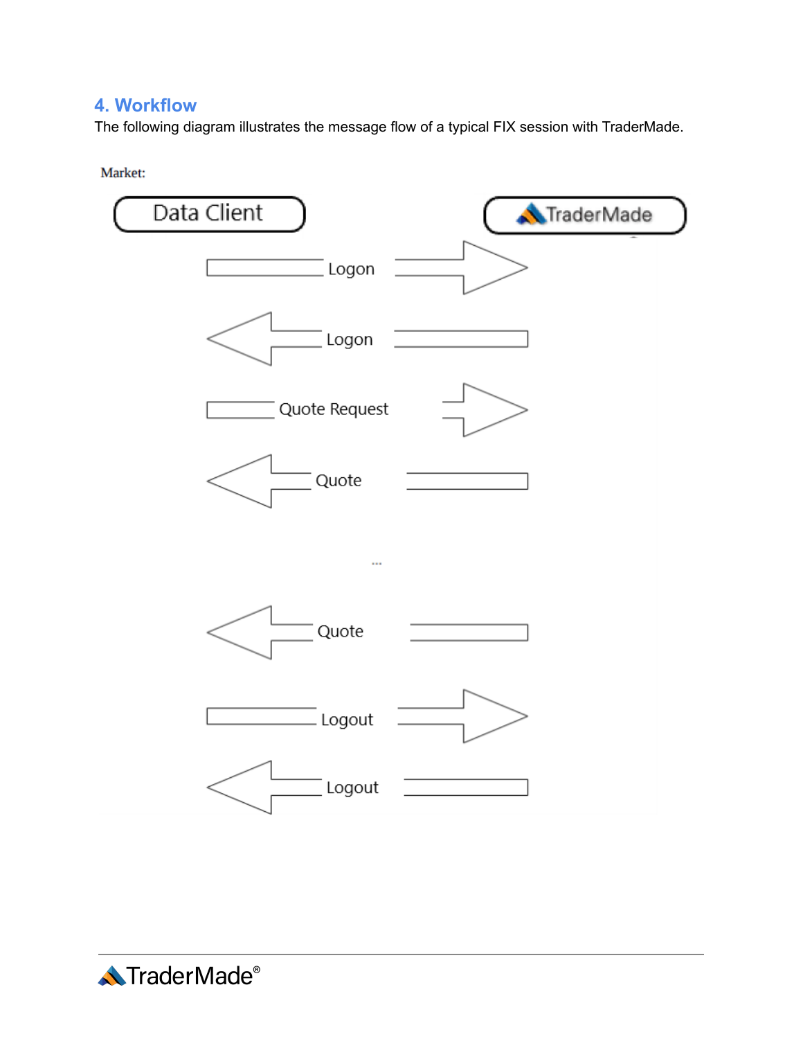## 4. Workflow

The following diagram illustrates the message flow of a typical FIX session with TraderMade.

Market:

Data Client → TraderMade: Logon

TraderMade → Data Client: Logon

Data Client → TraderMade: Quote Request

TraderMade → Data Client: Quote

...

TraderMade → Data Client: Quote

Data Client → TraderMade: Logout

TraderMade → Data Client: Logout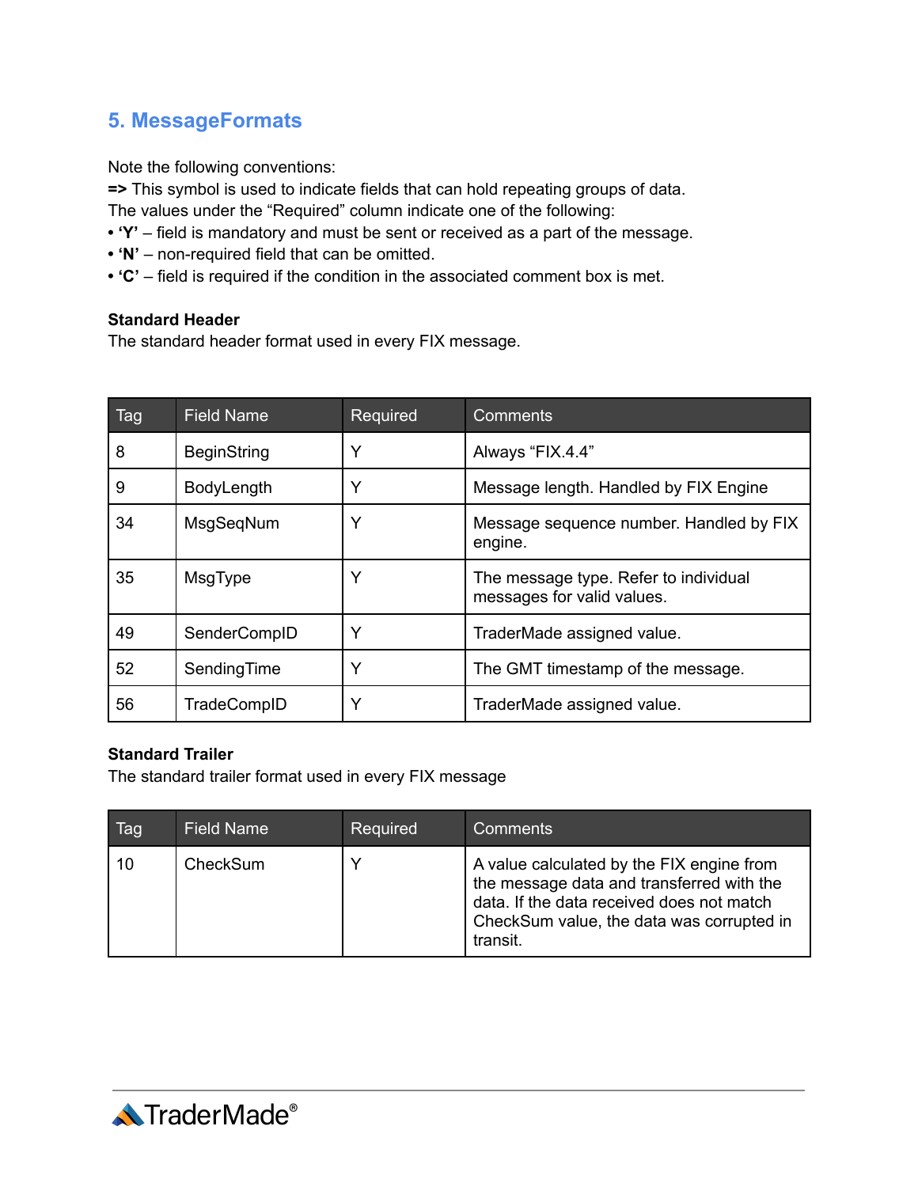## 5. MessageFormats

Note the following conventions:
**=>** This symbol is used to indicate fields that can hold repeating groups of data.
The values under the "Required" column indicate one of the following:

- **'Y'** – field is mandatory and must be sent or received as a part of the message.
- **'N'** – non-required field that can be omitted.
- **'C'** – field is required if the condition in the associated comment box is met.

**Standard Header**
The standard header format used in every FIX message.

| Tag | Field Name | Required | Comments |
|---|---|---|---|
| 8 | BeginString | Y | Always "FIX.4.4" |
| 9 | BodyLength | Y | Message length. Handled by FIX Engine |
| 34 | MsgSeqNum | Y | Message sequence number. Handled by FIX engine. |
| 35 | MsgType | Y | The message type. Refer to individual messages for valid values. |
| 49 | SenderCompID | Y | TraderMade assigned value. |
| 52 | SendingTime | Y | The GMT timestamp of the message. |
| 56 | TradeCompID | Y | TraderMade assigned value. |

**Standard Trailer**
The standard trailer format used in every FIX message

| Tag | Field Name | Required | Comments |
|---|---|---|---|
| 10 | CheckSum | Y | A value calculated by the FIX engine from the message data and transferred with the data. If the data received does not match CheckSum value, the data was corrupted in transit. |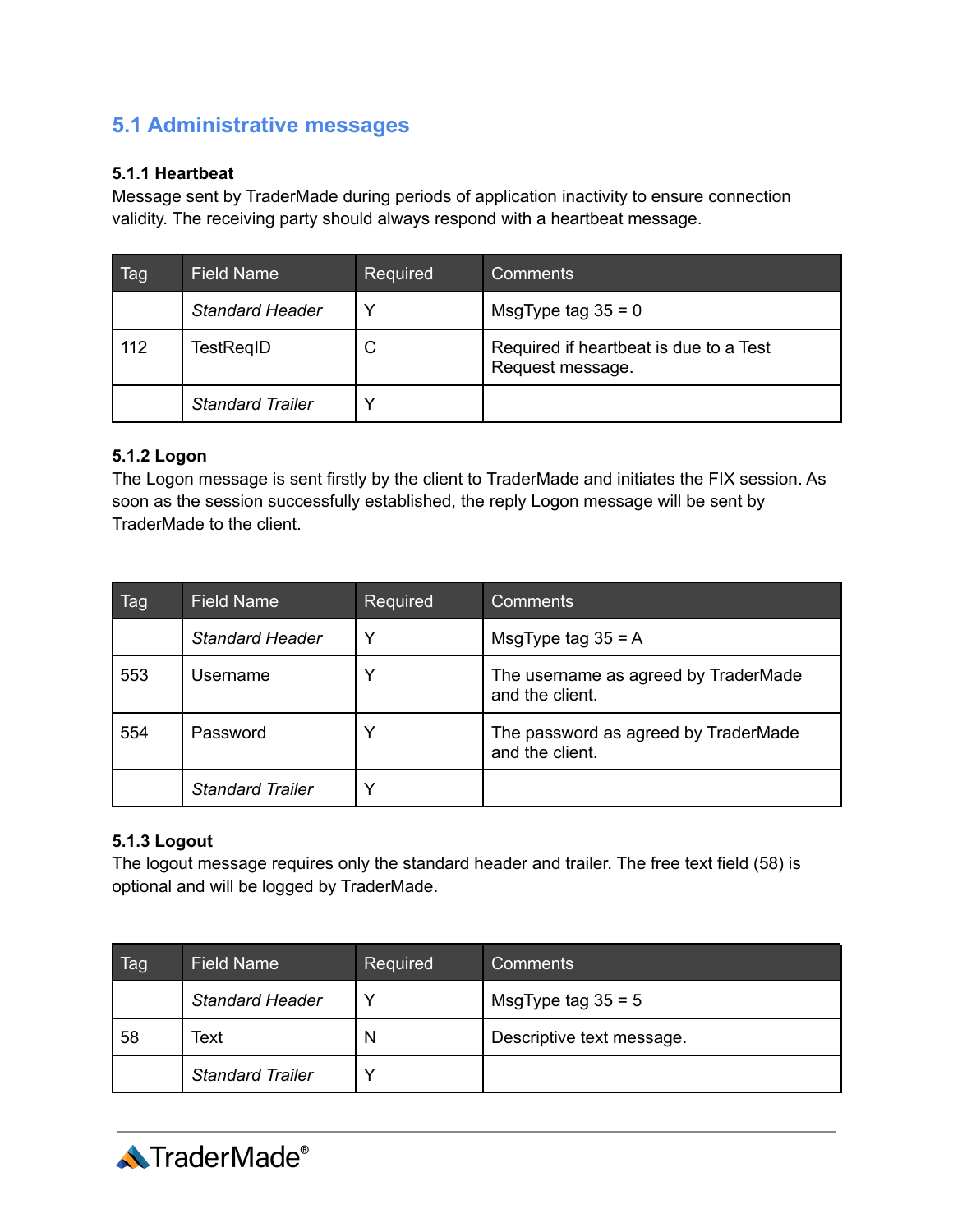## 5.1 Administrative messages

### 5.1.1 Heartbeat

Message sent by TraderMade during periods of application inactivity to ensure connection validity. The receiving party should always respond with a heartbeat message.

| Tag | Field Name | Required | Comments |
|---|---|---|---|
| | *Standard Header* | Y | MsgType tag 35 = 0 |
| 112 | TestReqID | C | Required if heartbeat is due to a Test Request message. |
| | *Standard Trailer* | Y | |

### 5.1.2 Logon

The Logon message is sent firstly by the client to TraderMade and initiates the FIX session. As soon as the session successfully established, the reply Logon message will be sent by TraderMade to the client.

| Tag | Field Name | Required | Comments |
|---|---|---|---|
| | *Standard Header* | Y | MsgType tag 35 = A |
| 553 | Username | Y | The username as agreed by TraderMade and the client. |
| 554 | Password | Y | The password as agreed by TraderMade and the client. |
| | *Standard Trailer* | Y | |

### 5.1.3 Logout

The logout message requires only the standard header and trailer. The free text field (58) is optional and will be logged by TraderMade.

| Tag | Field Name | Required | Comments |
|---|---|---|---|
| | *Standard Header* | Y | MsgType tag 35 = 5 |
| 58 | Text | N | Descriptive text message. |
| | *Standard Trailer* | Y | |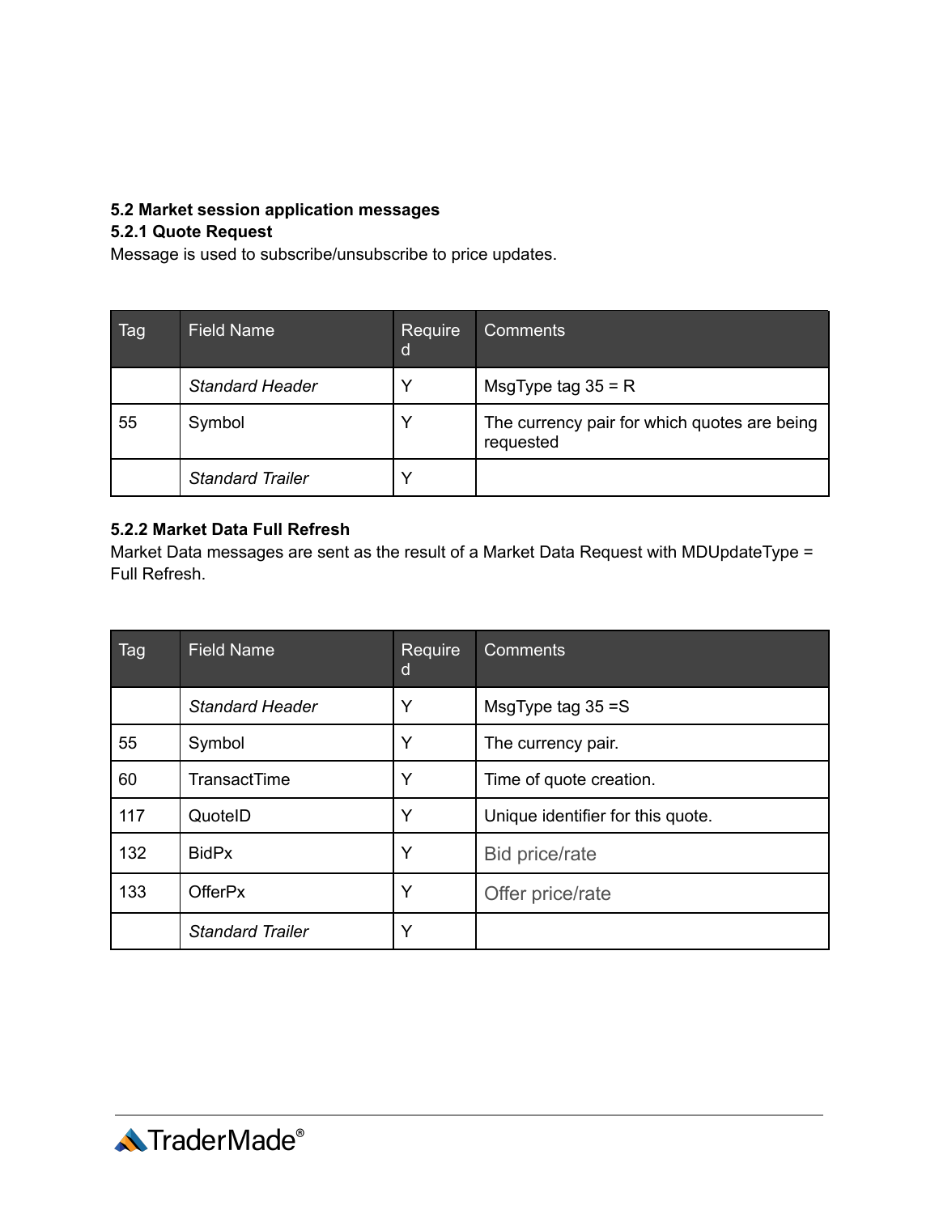**5.2 Market session application messages**

**5.2.1 Quote Request**

Message is used to subscribe/unsubscribe to price updates.

| Tag | Field Name | Required | Comments |
| --- | --- | --- | --- |
| | *Standard Header* | Y | MsgType tag 35 = R |
| 55 | Symbol | Y | The currency pair for which quotes are being requested |
| | *Standard Trailer* | Y | |

**5.2.2 Market Data Full Refresh**

Market Data messages are sent as the result of a Market Data Request with MDUpdateType = Full Refresh.

| Tag | Field Name | Required | Comments |
| --- | --- | --- | --- |
| | *Standard Header* | Y | MsgType tag 35 =S |
| 55 | Symbol | Y | The currency pair. |
| 60 | TransactTime | Y | Time of quote creation. |
| 117 | QuoteID | Y | Unique identifier for this quote. |
| 132 | BidPx | Y | Bid price/rate |
| 133 | OfferPx | Y | Offer price/rate |
| | *Standard Trailer* | Y | |